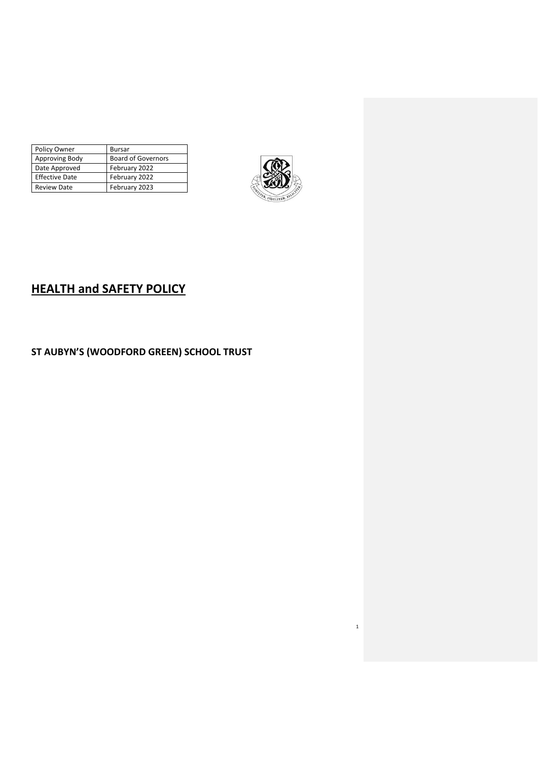| Policy Owner | Bursar |
|---|---|
| Approving Body | Board of Governors |
| Date Approved | February 2022 |
| Effective Date | February 2022 |
| Review Date | February 2023 |

# **HEALTH and SAFETY POLICY**

## **ST AUBYN'S (WOODFORD GREEN) SCHOOL TRUST**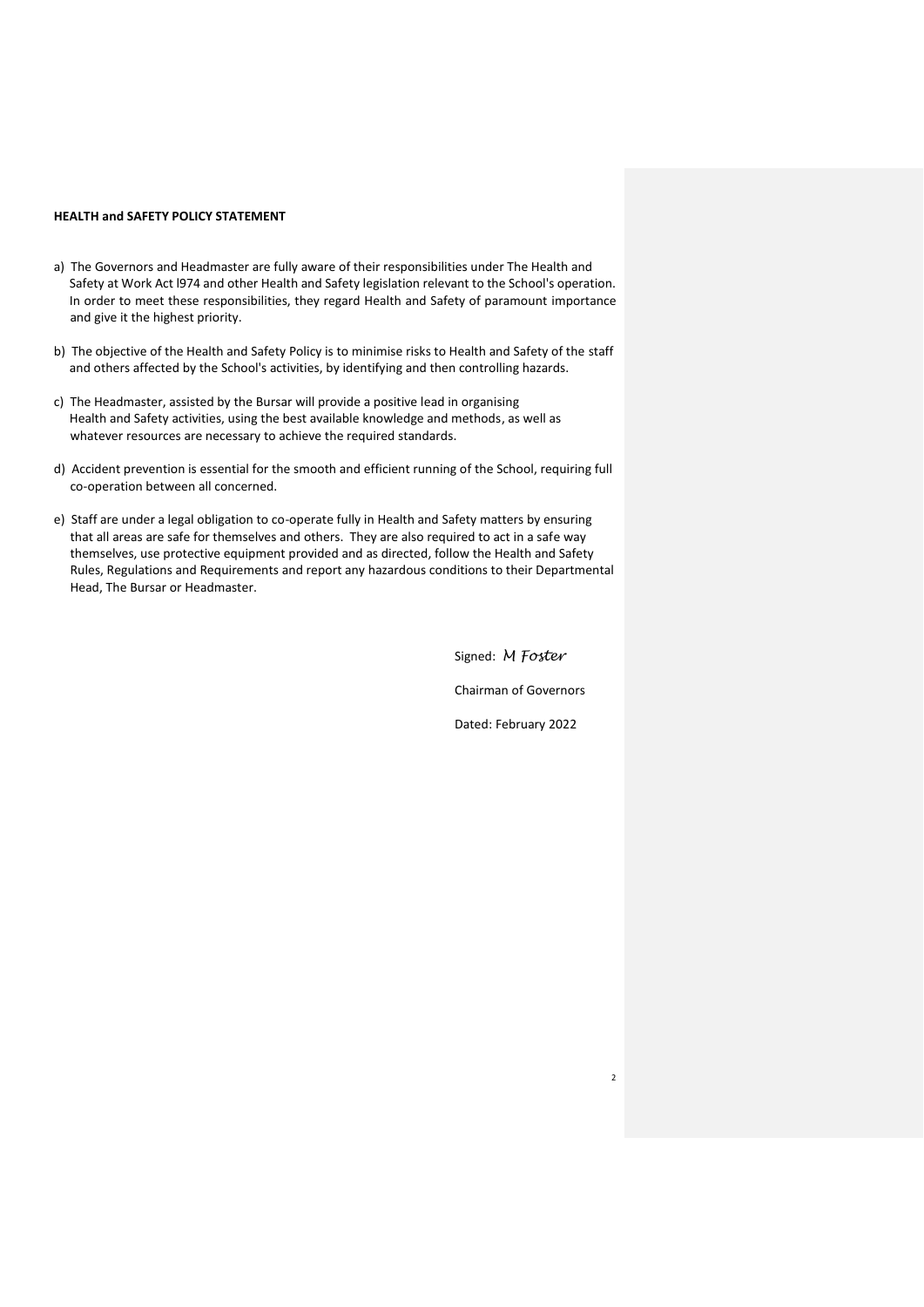**HEALTH and SAFETY POLICY STATEMENT**

a) The Governors and Headmaster are fully aware of their responsibilities under The Health and Safety at Work Act l974 and other Health and Safety legislation relevant to the School's operation. In order to meet these responsibilities, they regard Health and Safety of paramount importance and give it the highest priority.

b) The objective of the Health and Safety Policy is to minimise risks to Health and Safety of the staff and others affected by the School's activities, by identifying and then controlling hazards.

c) The Headmaster, assisted by the Bursar will provide a positive lead in organising Health and Safety activities, using the best available knowledge and methods, as well as whatever resources are necessary to achieve the required standards.

d) Accident prevention is essential for the smooth and efficient running of the School, requiring full co-operation between all concerned.

e) Staff are under a legal obligation to co-operate fully in Health and Safety matters by ensuring that all areas are safe for themselves and others. They are also required to act in a safe way themselves, use protective equipment provided and as directed, follow the Health and Safety Rules, Regulations and Requirements and report any hazardous conditions to their Departmental Head, The Bursar or Headmaster.

Signed: *M Foster*

Chairman of Governors

Dated: February 2022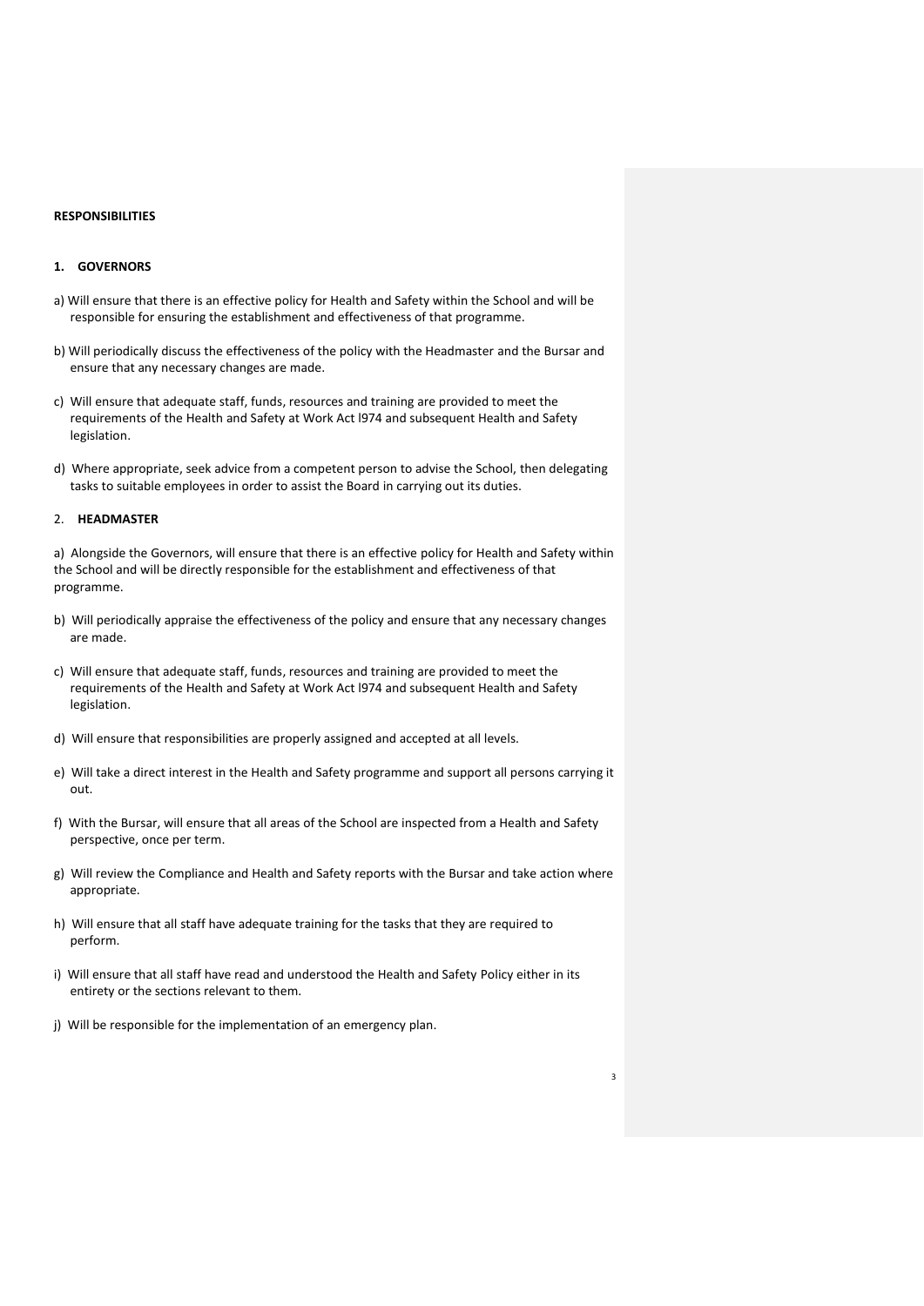**RESPONSIBILITIES**

**1. GOVERNORS**

a) Will ensure that there is an effective policy for Health and Safety within the School and will be responsible for ensuring the establishment and effectiveness of that programme.

b) Will periodically discuss the effectiveness of the policy with the Headmaster and the Bursar and ensure that any necessary changes are made.

c) Will ensure that adequate staff, funds, resources and training are provided to meet the requirements of the Health and Safety at Work Act l974 and subsequent Health and Safety legislation.

d) Where appropriate, seek advice from a competent person to advise the School, then delegating tasks to suitable employees in order to assist the Board in carrying out its duties.

2. **HEADMASTER**

a) Alongside the Governors, will ensure that there is an effective policy for Health and Safety within the School and will be directly responsible for the establishment and effectiveness of that programme.

b) Will periodically appraise the effectiveness of the policy and ensure that any necessary changes are made.

c) Will ensure that adequate staff, funds, resources and training are provided to meet the requirements of the Health and Safety at Work Act l974 and subsequent Health and Safety legislation.

d) Will ensure that responsibilities are properly assigned and accepted at all levels.

e) Will take a direct interest in the Health and Safety programme and support all persons carrying it out.

f) With the Bursar, will ensure that all areas of the School are inspected from a Health and Safety perspective, once per term.

g) Will review the Compliance and Health and Safety reports with the Bursar and take action where appropriate.

h) Will ensure that all staff have adequate training for the tasks that they are required to perform.

i) Will ensure that all staff have read and understood the Health and Safety Policy either in its entirety or the sections relevant to them.

j) Will be responsible for the implementation of an emergency plan.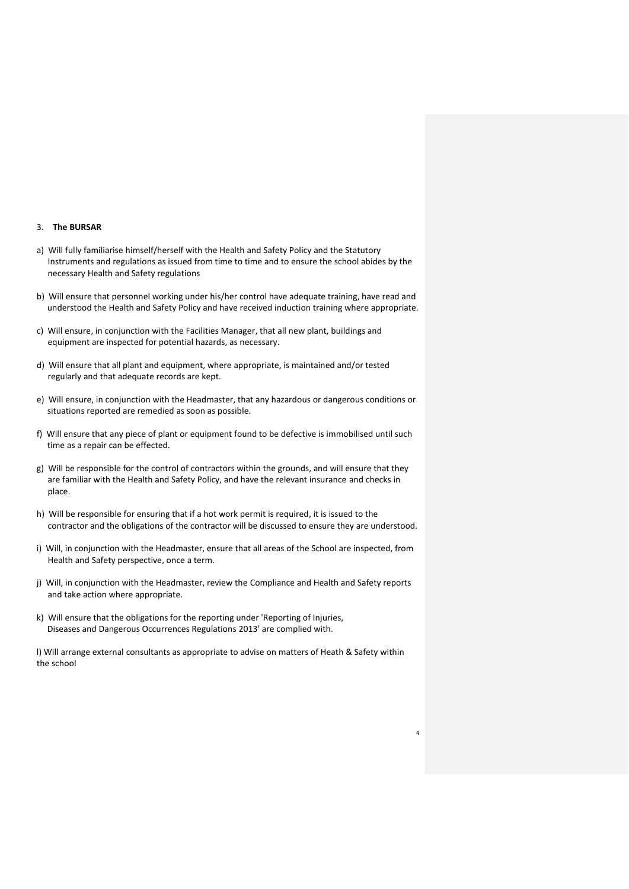## 3. **The BURSAR**

a) Will fully familiarise himself/herself with the Health and Safety Policy and the Statutory Instruments and regulations as issued from time to time and to ensure the school abides by the necessary Health and Safety regulations

b) Will ensure that personnel working under his/her control have adequate training, have read and understood the Health and Safety Policy and have received induction training where appropriate.

c) Will ensure, in conjunction with the Facilities Manager, that all new plant, buildings and equipment are inspected for potential hazards, as necessary.

d) Will ensure that all plant and equipment, where appropriate, is maintained and/or tested regularly and that adequate records are kept.

e) Will ensure, in conjunction with the Headmaster, that any hazardous or dangerous conditions or situations reported are remedied as soon as possible.

f) Will ensure that any piece of plant or equipment found to be defective is immobilised until such time as a repair can be effected.

g) Will be responsible for the control of contractors within the grounds, and will ensure that they are familiar with the Health and Safety Policy, and have the relevant insurance and checks in place.

h) Will be responsible for ensuring that if a hot work permit is required, it is issued to the contractor and the obligations of the contractor will be discussed to ensure they are understood.

i) Will, in conjunction with the Headmaster, ensure that all areas of the School are inspected, from Health and Safety perspective, once a term.

j) Will, in conjunction with the Headmaster, review the Compliance and Health and Safety reports and take action where appropriate.

k) Will ensure that the obligations for the reporting under 'Reporting of Injuries, Diseases and Dangerous Occurrences Regulations 2013' are complied with.

l) Will arrange external consultants as appropriate to advise on matters of Heath & Safety within the school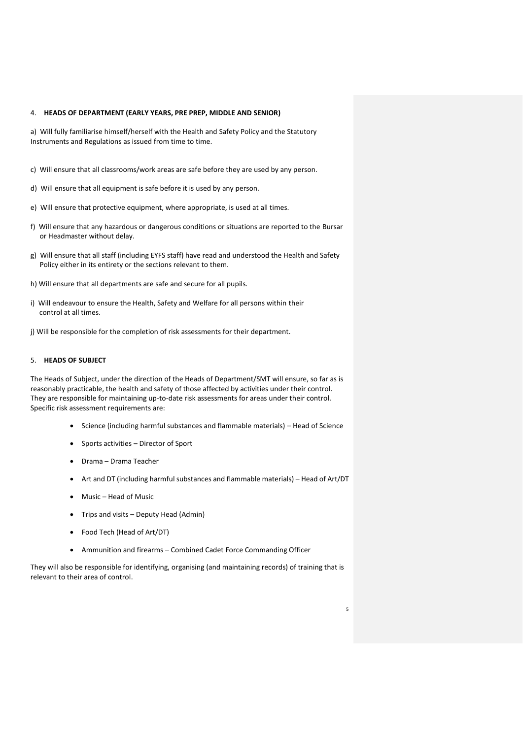## 4. HEADS OF DEPARTMENT (EARLY YEARS, PRE PREP, MIDDLE AND SENIOR)

a) Will fully familiarise himself/herself with the Health and Safety Policy and the Statutory Instruments and Regulations as issued from time to time.

c) Will ensure that all classrooms/work areas are safe before they are used by any person.

d) Will ensure that all equipment is safe before it is used by any person.

e) Will ensure that protective equipment, where appropriate, is used at all times.

f) Will ensure that any hazardous or dangerous conditions or situations are reported to the Bursar or Headmaster without delay.

g) Will ensure that all staff (including EYFS staff) have read and understood the Health and Safety Policy either in its entirety or the sections relevant to them.

h) Will ensure that all departments are safe and secure for all pupils.

i) Will endeavour to ensure the Health, Safety and Welfare for all persons within their control at all times.

j) Will be responsible for the completion of risk assessments for their department.

## 5. HEADS OF SUBJECT

The Heads of Subject, under the direction of the Heads of Department/SMT will ensure, so far as is reasonably practicable, the health and safety of those affected by activities under their control. They are responsible for maintaining up-to-date risk assessments for areas under their control. Specific risk assessment requirements are:

- Science (including harmful substances and flammable materials) – Head of Science
- Sports activities – Director of Sport
- Drama – Drama Teacher
- Art and DT (including harmful substances and flammable materials) – Head of Art/DT
- Music – Head of Music
- Trips and visits – Deputy Head (Admin)
- Food Tech (Head of Art/DT)
- Ammunition and firearms – Combined Cadet Force Commanding Officer

They will also be responsible for identifying, organising (and maintaining records) of training that is relevant to their area of control.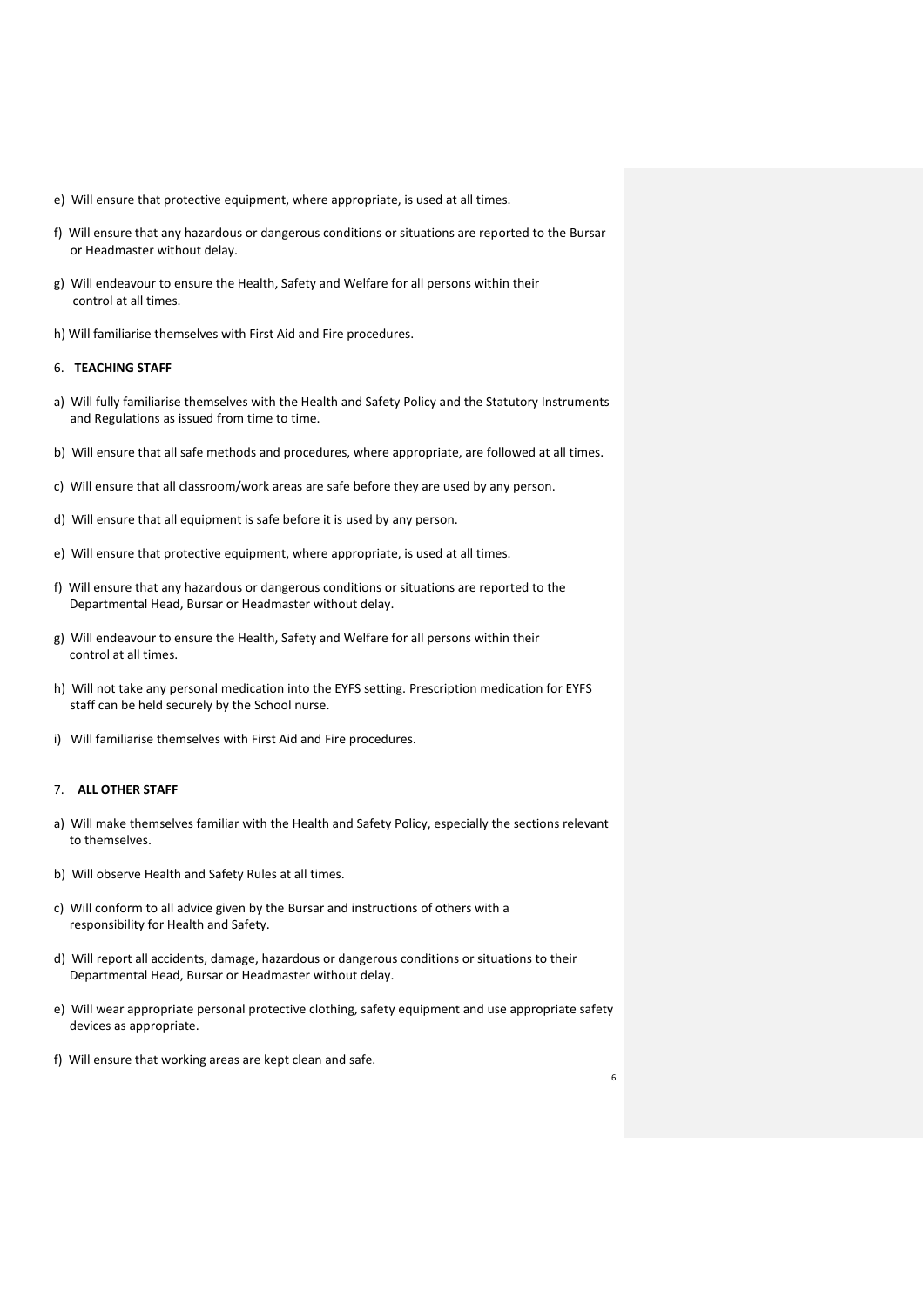e) Will ensure that protective equipment, where appropriate, is used at all times.

f) Will ensure that any hazardous or dangerous conditions or situations are reported to the Bursar or Headmaster without delay.

g) Will endeavour to ensure the Health, Safety and Welfare for all persons within their control at all times.

h) Will familiarise themselves with First Aid and Fire procedures.

6. **TEACHING STAFF**

a) Will fully familiarise themselves with the Health and Safety Policy and the Statutory Instruments and Regulations as issued from time to time.

b) Will ensure that all safe methods and procedures, where appropriate, are followed at all times.

c) Will ensure that all classroom/work areas are safe before they are used by any person.

d) Will ensure that all equipment is safe before it is used by any person.

e) Will ensure that protective equipment, where appropriate, is used at all times.

f) Will ensure that any hazardous or dangerous conditions or situations are reported to the Departmental Head, Bursar or Headmaster without delay.

g) Will endeavour to ensure the Health, Safety and Welfare for all persons within their control at all times.

h) Will not take any personal medication into the EYFS setting. Prescription medication for EYFS staff can be held securely by the School nurse.

i) Will familiarise themselves with First Aid and Fire procedures.

7. **ALL OTHER STAFF**

a) Will make themselves familiar with the Health and Safety Policy, especially the sections relevant to themselves.

b) Will observe Health and Safety Rules at all times.

c) Will conform to all advice given by the Bursar and instructions of others with a responsibility for Health and Safety.

d) Will report all accidents, damage, hazardous or dangerous conditions or situations to their Departmental Head, Bursar or Headmaster without delay.

e) Will wear appropriate personal protective clothing, safety equipment and use appropriate safety devices as appropriate.

f) Will ensure that working areas are kept clean and safe.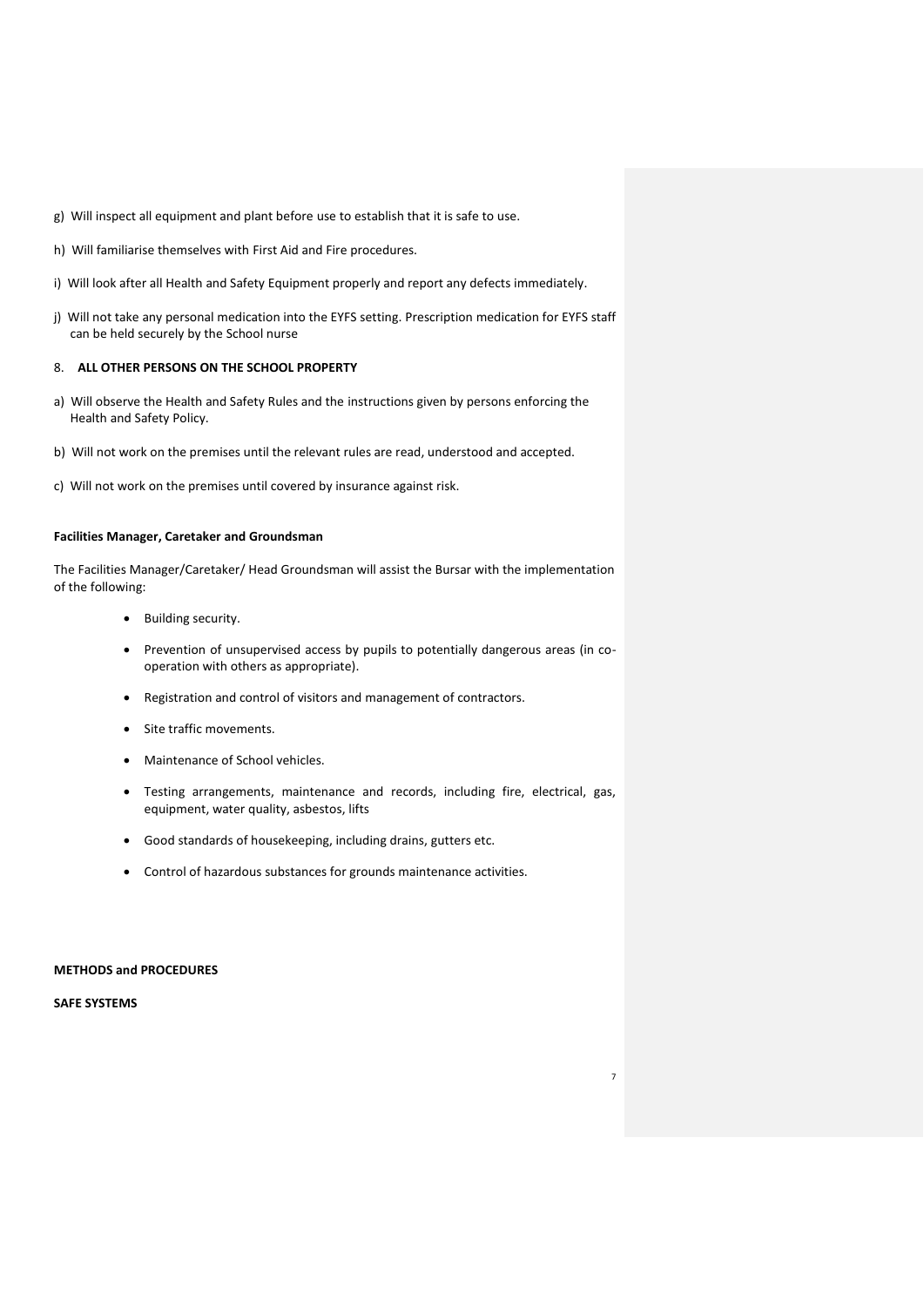g) Will inspect all equipment and plant before use to establish that it is safe to use.

h) Will familiarise themselves with First Aid and Fire procedures.

i) Will look after all Health and Safety Equipment properly and report any defects immediately.

j) Will not take any personal medication into the EYFS setting. Prescription medication for EYFS staff can be held securely by the School nurse

8. **ALL OTHER PERSONS ON THE SCHOOL PROPERTY**

a) Will observe the Health and Safety Rules and the instructions given by persons enforcing the Health and Safety Policy.

b) Will not work on the premises until the relevant rules are read, understood and accepted.

c) Will not work on the premises until covered by insurance against risk.

**Facilities Manager, Caretaker and Groundsman**

The Facilities Manager/Caretaker/ Head Groundsman will assist the Bursar with the implementation of the following:

- Building security.
- Prevention of unsupervised access by pupils to potentially dangerous areas (in co-operation with others as appropriate).
- Registration and control of visitors and management of contractors.
- Site traffic movements.
- Maintenance of School vehicles.
- Testing arrangements, maintenance and records, including fire, electrical, gas, equipment, water quality, asbestos, lifts
- Good standards of housekeeping, including drains, gutters etc.
- Control of hazardous substances for grounds maintenance activities.

**METHODS and PROCEDURES**

**SAFE SYSTEMS**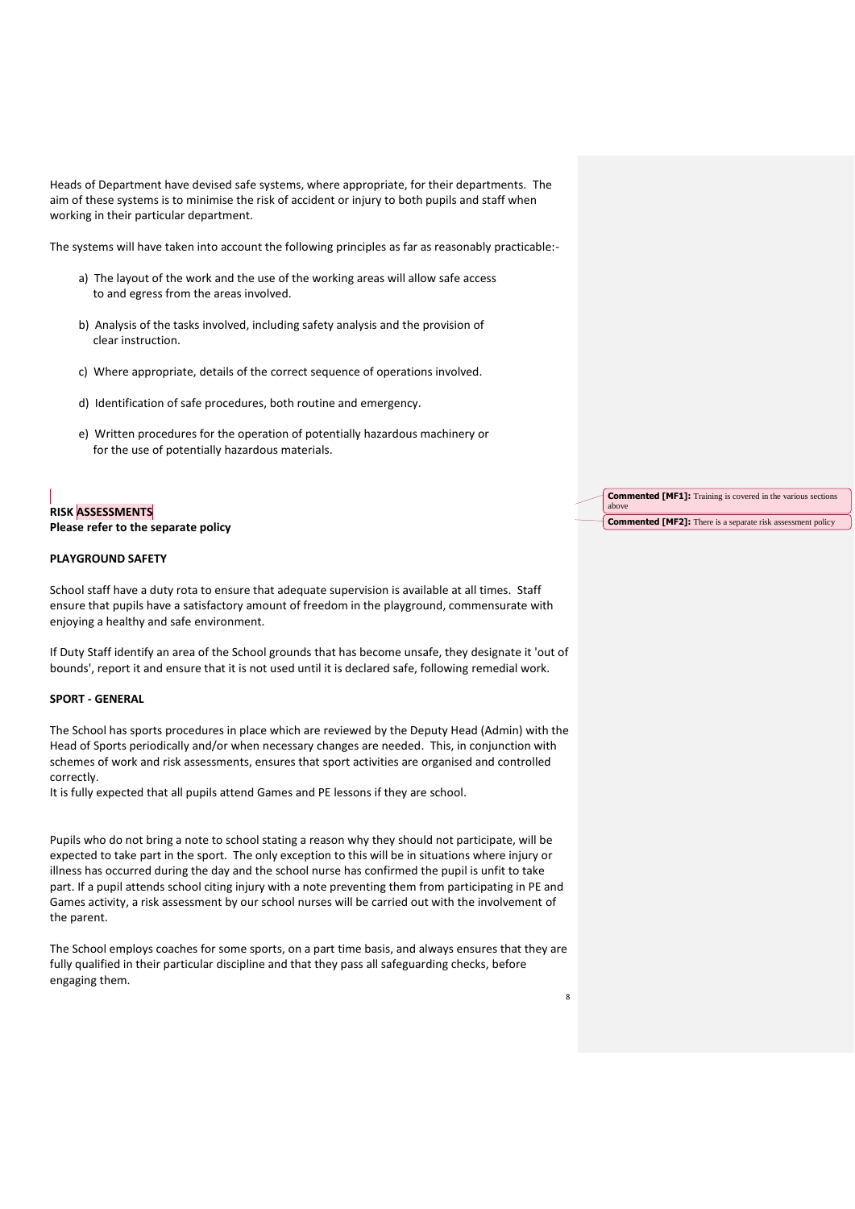Heads of Department have devised safe systems, where appropriate, for their departments. The aim of these systems is to minimise the risk of accident or injury to both pupils and staff when working in their particular department.

The systems will have taken into account the following principles as far as reasonably practicable:-

a) The layout of the work and the use of the working areas will allow safe access to and egress from the areas involved.

b) Analysis of the tasks involved, including safety analysis and the provision of clear instruction.

c) Where appropriate, details of the correct sequence of operations involved.

d) Identification of safe procedures, both routine and emergency.

e) Written procedures for the operation of potentially hazardous machinery or for the use of potentially hazardous materials.

**RISK ASSESSMENTS**
**Please refer to the separate policy**

**Commented [MF1]:** Training is covered in the various sections above

**Commented [MF2]:** There is a separate risk assessment policy

**PLAYGROUND SAFETY**

School staff have a duty rota to ensure that adequate supervision is available at all times. Staff ensure that pupils have a satisfactory amount of freedom in the playground, commensurate with enjoying a healthy and safe environment.

If Duty Staff identify an area of the School grounds that has become unsafe, they designate it 'out of bounds', report it and ensure that it is not used until it is declared safe, following remedial work.

**SPORT - GENERAL**

The School has sports procedures in place which are reviewed by the Deputy Head (Admin) with the Head of Sports periodically and/or when necessary changes are needed. This, in conjunction with schemes of work and risk assessments, ensures that sport activities are organised and controlled correctly.
It is fully expected that all pupils attend Games and PE lessons if they are school.

Pupils who do not bring a note to school stating a reason why they should not participate, will be expected to take part in the sport. The only exception to this will be in situations where injury or illness has occurred during the day and the school nurse has confirmed the pupil is unfit to take part. If a pupil attends school citing injury with a note preventing them from participating in PE and Games activity, a risk assessment by our school nurses will be carried out with the involvement of the parent.

The School employs coaches for some sports, on a part time basis, and always ensures that they are fully qualified in their particular discipline and that they pass all safeguarding checks, before engaging them.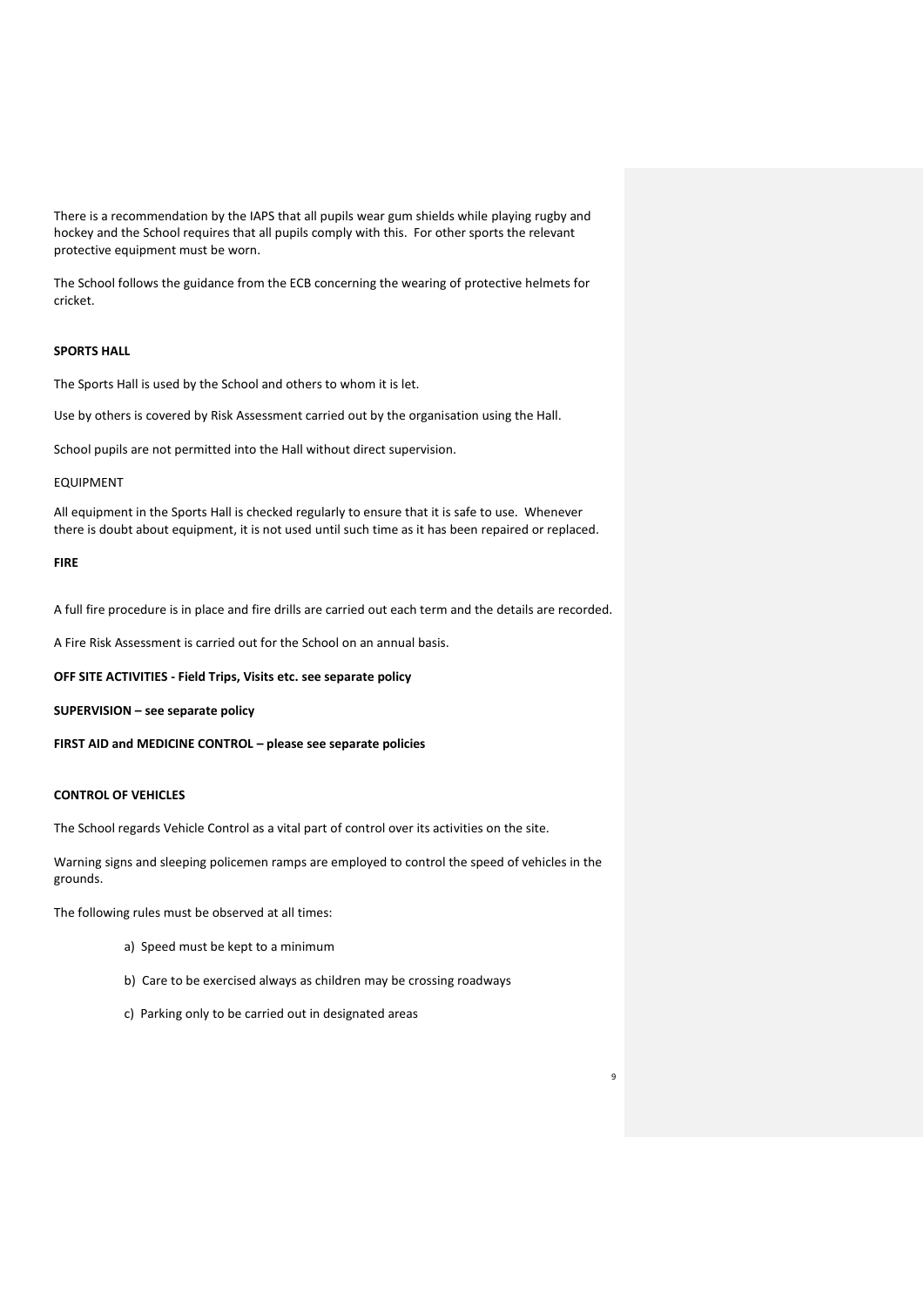There is a recommendation by the IAPS that all pupils wear gum shields while playing rugby and hockey and the School requires that all pupils comply with this. For other sports the relevant protective equipment must be worn.

The School follows the guidance from the ECB concerning the wearing of protective helmets for cricket.

**SPORTS HALL**

The Sports Hall is used by the School and others to whom it is let.

Use by others is covered by Risk Assessment carried out by the organisation using the Hall.

School pupils are not permitted into the Hall without direct supervision.

EQUIPMENT

All equipment in the Sports Hall is checked regularly to ensure that it is safe to use. Whenever there is doubt about equipment, it is not used until such time as it has been repaired or replaced.

**FIRE**

A full fire procedure is in place and fire drills are carried out each term and the details are recorded.

A Fire Risk Assessment is carried out for the School on an annual basis.

**OFF SITE ACTIVITIES - Field Trips, Visits etc. see separate policy**

**SUPERVISION – see separate policy**

**FIRST AID and MEDICINE CONTROL – please see separate policies**

**CONTROL OF VEHICLES**

The School regards Vehicle Control as a vital part of control over its activities on the site.

Warning signs and sleeping policemen ramps are employed to control the speed of vehicles in the grounds.

The following rules must be observed at all times:

a) Speed must be kept to a minimum

b) Care to be exercised always as children may be crossing roadways

c) Parking only to be carried out in designated areas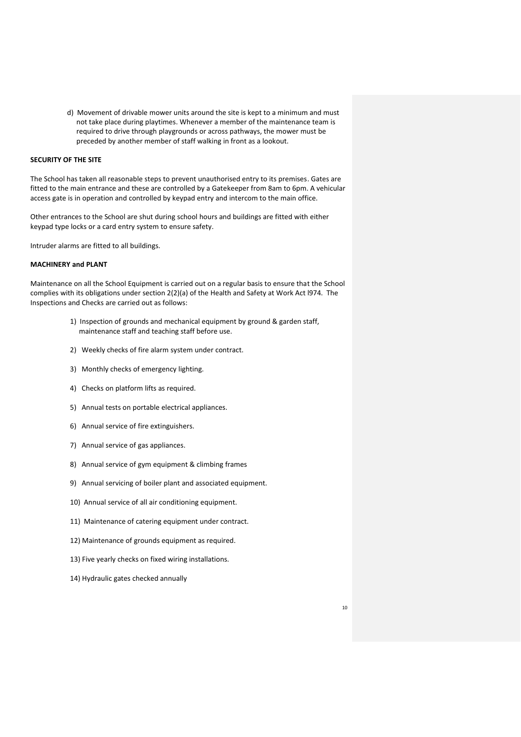d) Movement of drivable mower units around the site is kept to a minimum and must not take place during playtimes. Whenever a member of the maintenance team is required to drive through playgrounds or across pathways, the mower must be preceded by another member of staff walking in front as a lookout.

**SECURITY OF THE SITE**

The School has taken all reasonable steps to prevent unauthorised entry to its premises. Gates are fitted to the main entrance and these are controlled by a Gatekeeper from 8am to 6pm. A vehicular access gate is in operation and controlled by keypad entry and intercom to the main office.

Other entrances to the School are shut during school hours and buildings are fitted with either keypad type locks or a card entry system to ensure safety.

Intruder alarms are fitted to all buildings.

**MACHINERY and PLANT**

Maintenance on all the School Equipment is carried out on a regular basis to ensure that the School complies with its obligations under section 2(2)(a) of the Health and Safety at Work Act l974. The Inspections and Checks are carried out as follows:

1) Inspection of grounds and mechanical equipment by ground & garden staff, maintenance staff and teaching staff before use.
2) Weekly checks of fire alarm system under contract.
3) Monthly checks of emergency lighting.
4) Checks on platform lifts as required.
5) Annual tests on portable electrical appliances.
6) Annual service of fire extinguishers.
7) Annual service of gas appliances.
8) Annual service of gym equipment & climbing frames
9) Annual servicing of boiler plant and associated equipment.
10) Annual service of all air conditioning equipment.
11) Maintenance of catering equipment under contract.
12) Maintenance of grounds equipment as required.
13) Five yearly checks on fixed wiring installations.
14) Hydraulic gates checked annually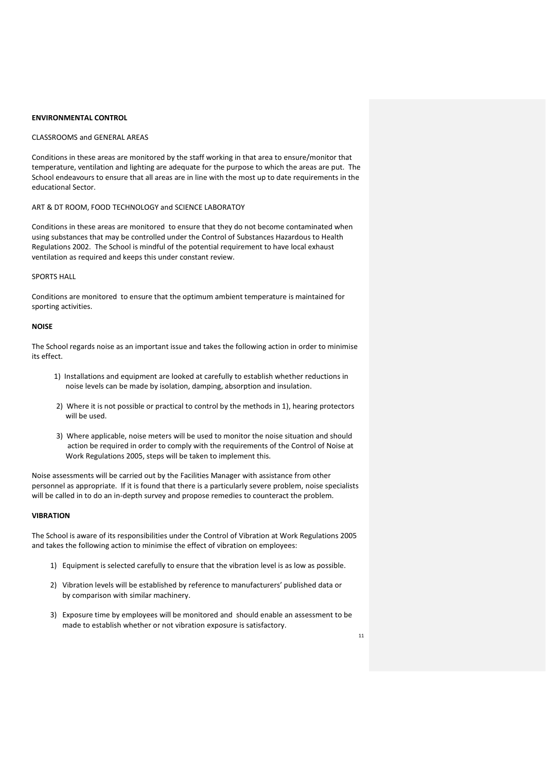**ENVIRONMENTAL CONTROL**

CLASSROOMS and GENERAL AREAS

Conditions in these areas are monitored by the staff working in that area to ensure/monitor that temperature, ventilation and lighting are adequate for the purpose to which the areas are put. The School endeavours to ensure that all areas are in line with the most up to date requirements in the educational Sector.

ART & DT ROOM, FOOD TECHNOLOGY and SCIENCE LABORATOY

Conditions in these areas are monitored to ensure that they do not become contaminated when using substances that may be controlled under the Control of Substances Hazardous to Health Regulations 2002. The School is mindful of the potential requirement to have local exhaust ventilation as required and keeps this under constant review.

SPORTS HALL

Conditions are monitored to ensure that the optimum ambient temperature is maintained for sporting activities.

**NOISE**

The School regards noise as an important issue and takes the following action in order to minimise its effect.

1) Installations and equipment are looked at carefully to establish whether reductions in noise levels can be made by isolation, damping, absorption and insulation.

2) Where it is not possible or practical to control by the methods in 1), hearing protectors will be used.

3) Where applicable, noise meters will be used to monitor the noise situation and should action be required in order to comply with the requirements of the Control of Noise at Work Regulations 2005, steps will be taken to implement this.

Noise assessments will be carried out by the Facilities Manager with assistance from other personnel as appropriate. If it is found that there is a particularly severe problem, noise specialists will be called in to do an in-depth survey and propose remedies to counteract the problem.

**VIBRATION**

The School is aware of its responsibilities under the Control of Vibration at Work Regulations 2005 and takes the following action to minimise the effect of vibration on employees:

1) Equipment is selected carefully to ensure that the vibration level is as low as possible.

2) Vibration levels will be established by reference to manufacturers' published data or by comparison with similar machinery.

3) Exposure time by employees will be monitored and should enable an assessment to be made to establish whether or not vibration exposure is satisfactory.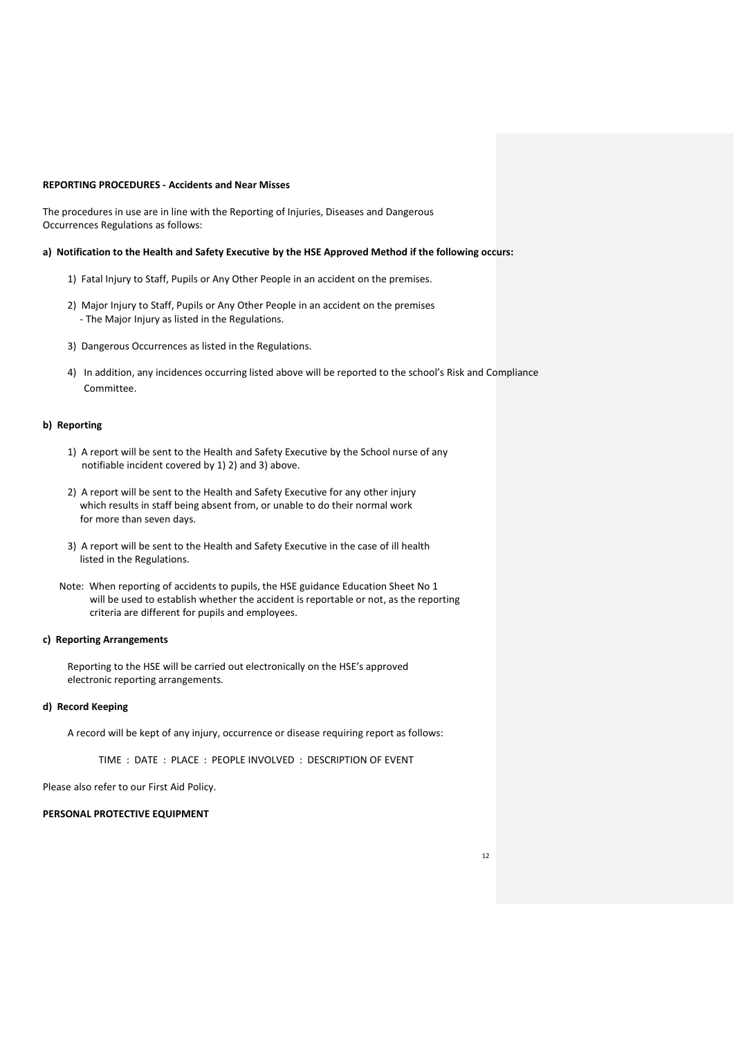**REPORTING PROCEDURES - Accidents and Near Misses**

The procedures in use are in line with the Reporting of Injuries, Diseases and Dangerous Occurrences Regulations as follows:

**a) Notification to the Health and Safety Executive by the HSE Approved Method if the following occurs:**

1) Fatal Injury to Staff, Pupils or Any Other People in an accident on the premises.

2) Major Injury to Staff, Pupils or Any Other People in an accident on the premises
   - The Major Injury as listed in the Regulations.

3) Dangerous Occurrences as listed in the Regulations.

4) In addition, any incidences occurring listed above will be reported to the school's Risk and Compliance Committee.

**b) Reporting**

1) A report will be sent to the Health and Safety Executive by the School nurse of any notifiable incident covered by 1) 2) and 3) above.

2) A report will be sent to the Health and Safety Executive for any other injury which results in staff being absent from, or unable to do their normal work for more than seven days.

3) A report will be sent to the Health and Safety Executive in the case of ill health listed in the Regulations.

Note: When reporting of accidents to pupils, the HSE guidance Education Sheet No 1 will be used to establish whether the accident is reportable or not, as the reporting criteria are different for pupils and employees.

**c) Reporting Arrangements**

Reporting to the HSE will be carried out electronically on the HSE's approved electronic reporting arrangements.

**d) Record Keeping**

A record will be kept of any injury, occurrence or disease requiring report as follows:

TIME : DATE : PLACE : PEOPLE INVOLVED : DESCRIPTION OF EVENT

Please also refer to our First Aid Policy.

**PERSONAL PROTECTIVE EQUIPMENT**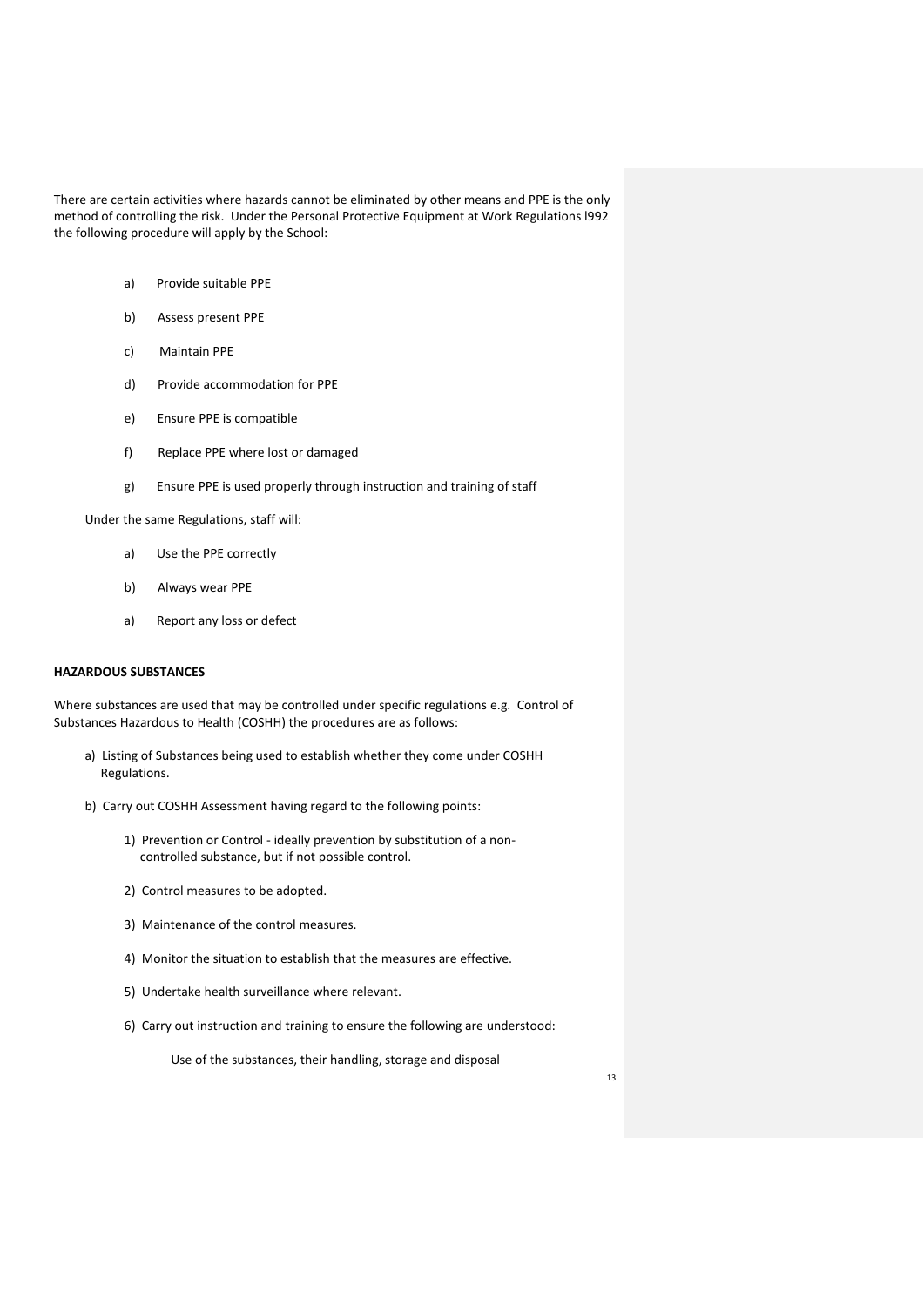There are certain activities where hazards cannot be eliminated by other means and PPE is the only method of controlling the risk. Under the Personal Protective Equipment at Work Regulations l992 the following procedure will apply by the School:

a) Provide suitable PPE

b) Assess present PPE

c) Maintain PPE

d) Provide accommodation for PPE

e) Ensure PPE is compatible

f) Replace PPE where lost or damaged

g) Ensure PPE is used properly through instruction and training of staff

Under the same Regulations, staff will:

a) Use the PPE correctly

b) Always wear PPE

a) Report any loss or defect

**HAZARDOUS SUBSTANCES**

Where substances are used that may be controlled under specific regulations e.g. Control of Substances Hazardous to Health (COSHH) the procedures are as follows:

a) Listing of Substances being used to establish whether they come under COSHH Regulations.

b) Carry out COSHH Assessment having regard to the following points:

1) Prevention or Control - ideally prevention by substitution of a non-controlled substance, but if not possible control.

2) Control measures to be adopted.

3) Maintenance of the control measures.

4) Monitor the situation to establish that the measures are effective.

5) Undertake health surveillance where relevant.

6) Carry out instruction and training to ensure the following are understood:

Use of the substances, their handling, storage and disposal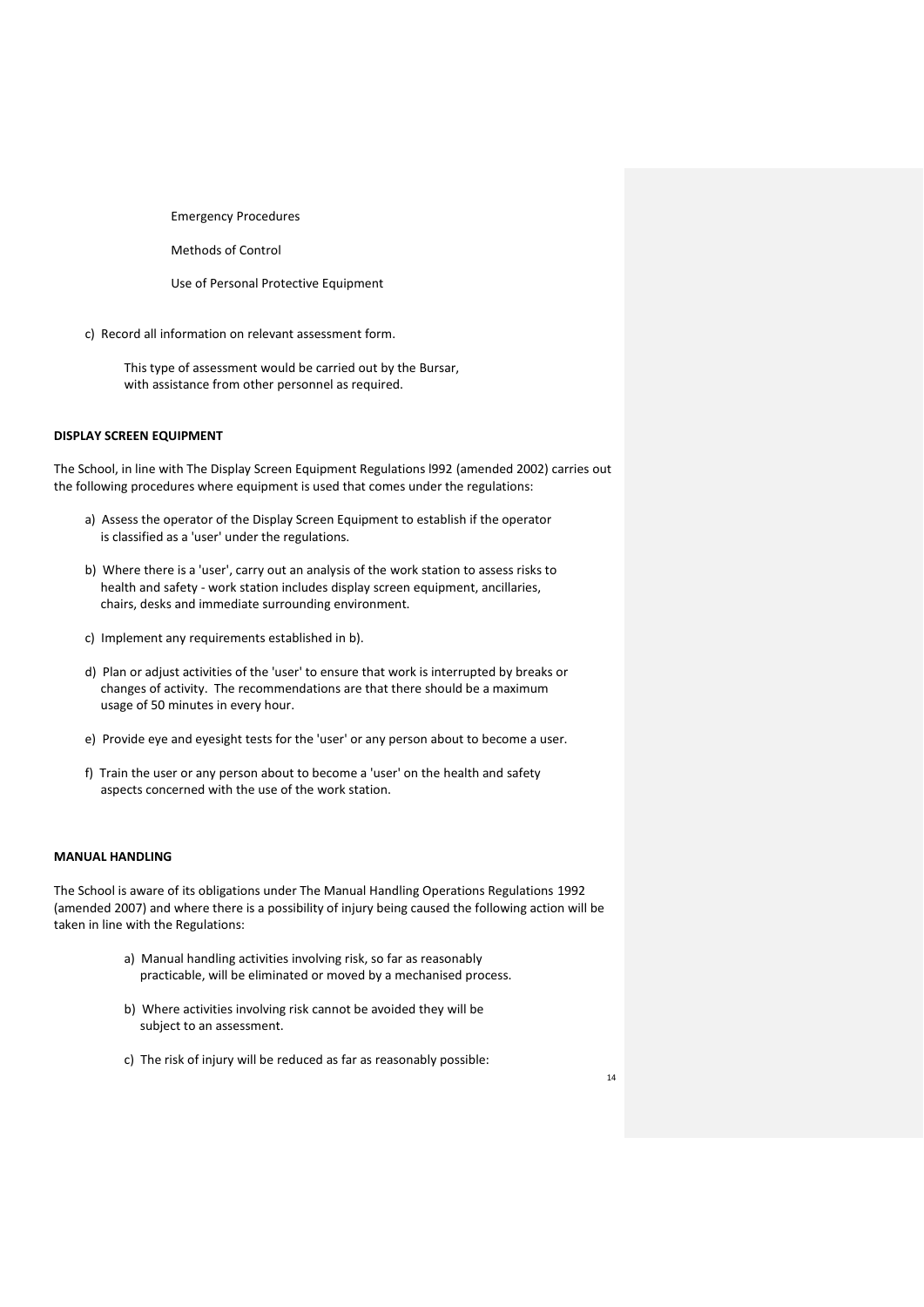Emergency Procedures

Methods of Control

Use of Personal Protective Equipment

c) Record all information on relevant assessment form.

This type of assessment would be carried out by the Bursar, with assistance from other personnel as required.

**DISPLAY SCREEN EQUIPMENT**

The School, in line with The Display Screen Equipment Regulations l992 (amended 2002) carries out the following procedures where equipment is used that comes under the regulations:

a) Assess the operator of the Display Screen Equipment to establish if the operator is classified as a 'user' under the regulations.

b) Where there is a 'user', carry out an analysis of the work station to assess risks to health and safety - work station includes display screen equipment, ancillaries, chairs, desks and immediate surrounding environment.

c) Implement any requirements established in b).

d) Plan or adjust activities of the 'user' to ensure that work is interrupted by breaks or changes of activity. The recommendations are that there should be a maximum usage of 50 minutes in every hour.

e) Provide eye and eyesight tests for the 'user' or any person about to become a user.

f) Train the user or any person about to become a 'user' on the health and safety aspects concerned with the use of the work station.

**MANUAL HANDLING**

The School is aware of its obligations under The Manual Handling Operations Regulations 1992 (amended 2007) and where there is a possibility of injury being caused the following action will be taken in line with the Regulations:

a) Manual handling activities involving risk, so far as reasonably practicable, will be eliminated or moved by a mechanised process.

b) Where activities involving risk cannot be avoided they will be subject to an assessment.

c) The risk of injury will be reduced as far as reasonably possible: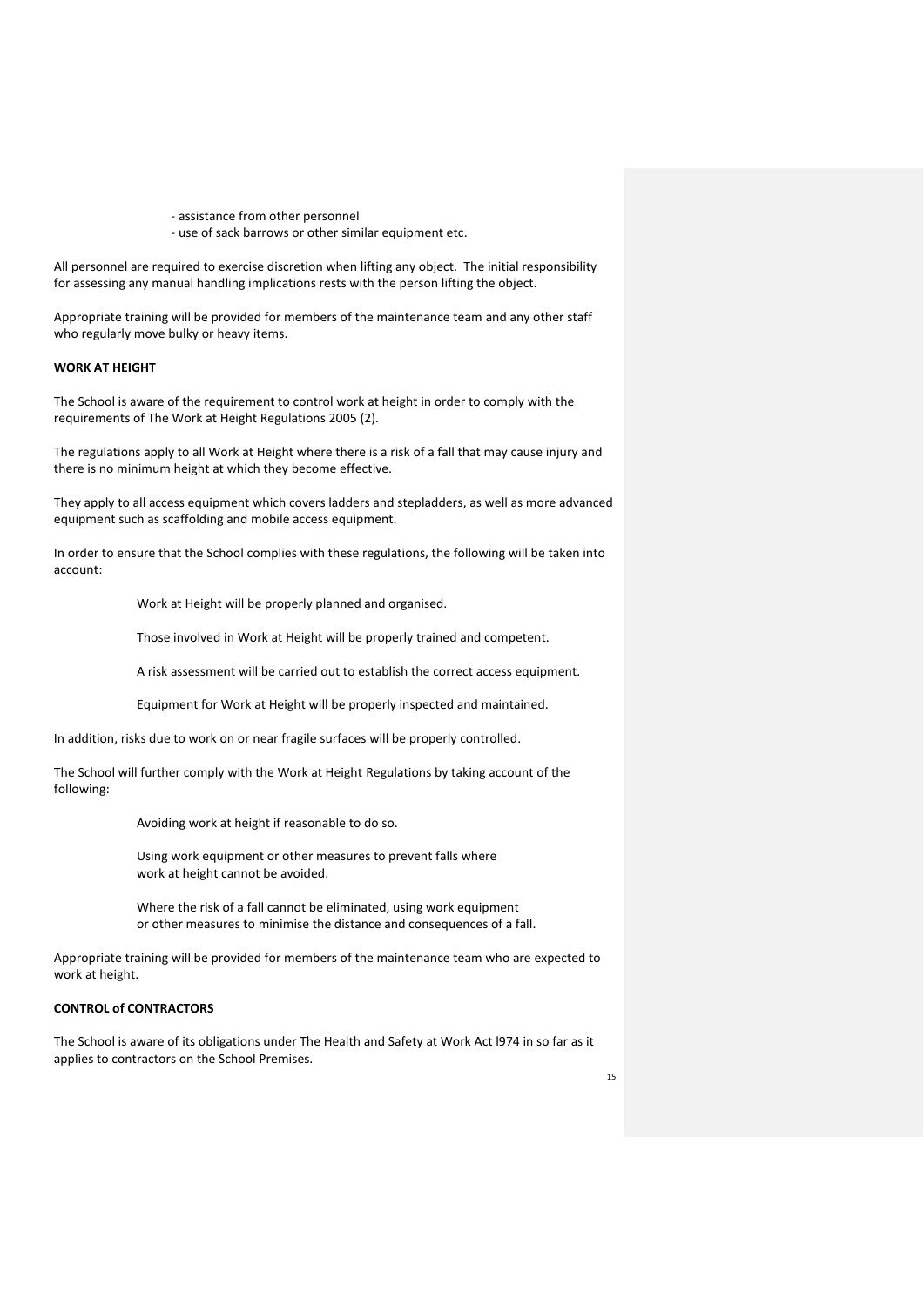- assistance from other personnel
- use of sack barrows or other similar equipment etc.

All personnel are required to exercise discretion when lifting any object. The initial responsibility for assessing any manual handling implications rests with the person lifting the object.

Appropriate training will be provided for members of the maintenance team and any other staff who regularly move bulky or heavy items.

**WORK AT HEIGHT**

The School is aware of the requirement to control work at height in order to comply with the requirements of The Work at Height Regulations 2005 (2).

The regulations apply to all Work at Height where there is a risk of a fall that may cause injury and there is no minimum height at which they become effective.

They apply to all access equipment which covers ladders and stepladders, as well as more advanced equipment such as scaffolding and mobile access equipment.

In order to ensure that the School complies with these regulations, the following will be taken into account:

Work at Height will be properly planned and organised.

Those involved in Work at Height will be properly trained and competent.

A risk assessment will be carried out to establish the correct access equipment.

Equipment for Work at Height will be properly inspected and maintained.

In addition, risks due to work on or near fragile surfaces will be properly controlled.

The School will further comply with the Work at Height Regulations by taking account of the following:

Avoiding work at height if reasonable to do so.

Using work equipment or other measures to prevent falls where work at height cannot be avoided.

Where the risk of a fall cannot be eliminated, using work equipment or other measures to minimise the distance and consequences of a fall.

Appropriate training will be provided for members of the maintenance team who are expected to work at height.

**CONTROL of CONTRACTORS**

The School is aware of its obligations under The Health and Safety at Work Act l974 in so far as it applies to contractors on the School Premises.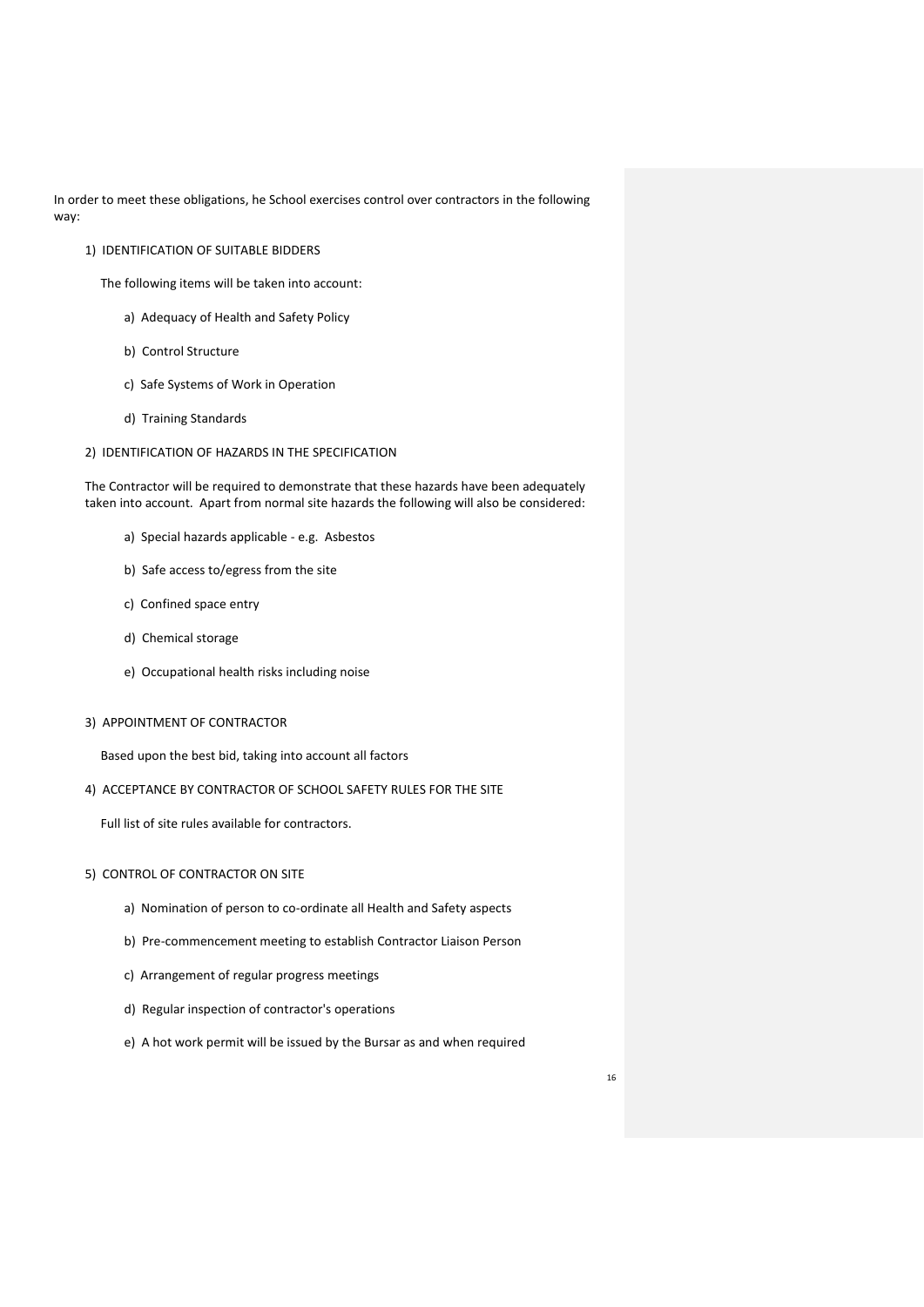In order to meet these obligations, he School exercises control over contractors in the following way:

1) IDENTIFICATION OF SUITABLE BIDDERS

   The following items will be taken into account:

   a) Adequacy of Health and Safety Policy

   b) Control Structure

   c) Safe Systems of Work in Operation

   d) Training Standards

2) IDENTIFICATION OF HAZARDS IN THE SPECIFICATION

   The Contractor will be required to demonstrate that these hazards have been adequately taken into account. Apart from normal site hazards the following will also be considered:

   a) Special hazards applicable - e.g. Asbestos

   b) Safe access to/egress from the site

   c) Confined space entry

   d) Chemical storage

   e) Occupational health risks including noise

3) APPOINTMENT OF CONTRACTOR

   Based upon the best bid, taking into account all factors

4) ACCEPTANCE BY CONTRACTOR OF SCHOOL SAFETY RULES FOR THE SITE

   Full list of site rules available for contractors.

5) CONTROL OF CONTRACTOR ON SITE

   a) Nomination of person to co-ordinate all Health and Safety aspects

   b) Pre-commencement meeting to establish Contractor Liaison Person

   c) Arrangement of regular progress meetings

   d) Regular inspection of contractor's operations

   e) A hot work permit will be issued by the Bursar as and when required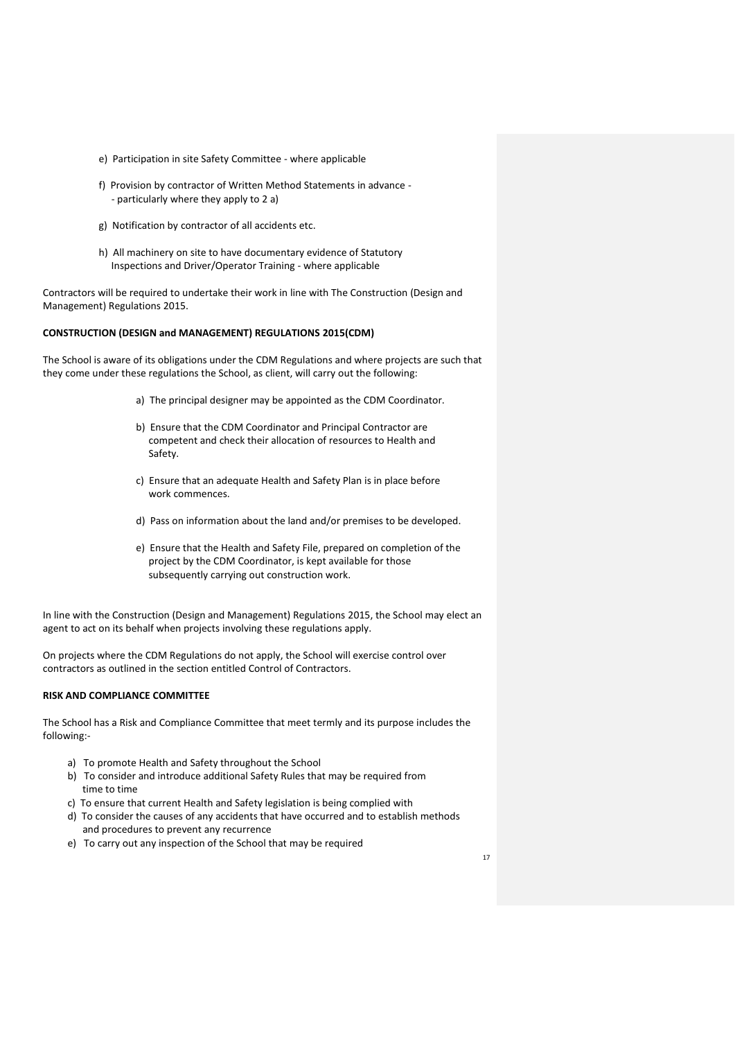e) Participation in site Safety Committee - where applicable

f) Provision by contractor of Written Method Statements in advance - - particularly where they apply to 2 a)

g) Notification by contractor of all accidents etc.

h) All machinery on site to have documentary evidence of Statutory Inspections and Driver/Operator Training - where applicable

Contractors will be required to undertake their work in line with The Construction (Design and Management) Regulations 2015.

**CONSTRUCTION (DESIGN and MANAGEMENT) REGULATIONS 2015(CDM)**

The School is aware of its obligations under the CDM Regulations and where projects are such that they come under these regulations the School, as client, will carry out the following:

a) The principal designer may be appointed as the CDM Coordinator.

b) Ensure that the CDM Coordinator and Principal Contractor are competent and check their allocation of resources to Health and Safety.

c) Ensure that an adequate Health and Safety Plan is in place before work commences.

d) Pass on information about the land and/or premises to be developed.

e) Ensure that the Health and Safety File, prepared on completion of the project by the CDM Coordinator, is kept available for those subsequently carrying out construction work.

In line with the Construction (Design and Management) Regulations 2015, the School may elect an agent to act on its behalf when projects involving these regulations apply.

On projects where the CDM Regulations do not apply, the School will exercise control over contractors as outlined in the section entitled Control of Contractors.

**RISK AND COMPLIANCE COMMITTEE**

The School has a Risk and Compliance Committee that meet termly and its purpose includes the following:-

a) To promote Health and Safety throughout the School
b) To consider and introduce additional Safety Rules that may be required from time to time
c) To ensure that current Health and Safety legislation is being complied with
d) To consider the causes of any accidents that have occurred and to establish methods and procedures to prevent any recurrence
e) To carry out any inspection of the School that may be required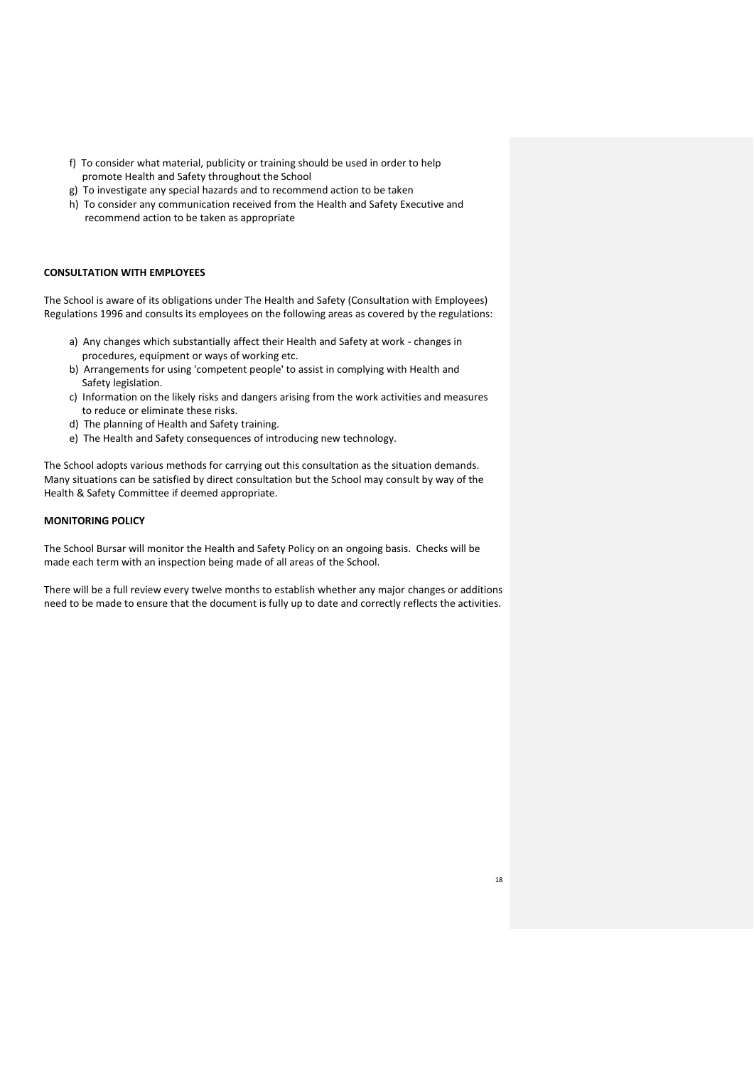f) To consider what material, publicity or training should be used in order to help promote Health and Safety throughout the School
g) To investigate any special hazards and to recommend action to be taken
h) To consider any communication received from the Health and Safety Executive and recommend action to be taken as appropriate

**CONSULTATION WITH EMPLOYEES**

The School is aware of its obligations under The Health and Safety (Consultation with Employees) Regulations 1996 and consults its employees on the following areas as covered by the regulations:

a) Any changes which substantially affect their Health and Safety at work - changes in procedures, equipment or ways of working etc.
b) Arrangements for using 'competent people' to assist in complying with Health and Safety legislation.
c) Information on the likely risks and dangers arising from the work activities and measures to reduce or eliminate these risks.
d) The planning of Health and Safety training.
e) The Health and Safety consequences of introducing new technology.

The School adopts various methods for carrying out this consultation as the situation demands. Many situations can be satisfied by direct consultation but the School may consult by way of the Health & Safety Committee if deemed appropriate.

**MONITORING POLICY**

The School Bursar will monitor the Health and Safety Policy on an ongoing basis. Checks will be made each term with an inspection being made of all areas of the School.

There will be a full review every twelve months to establish whether any major changes or additions need to be made to ensure that the document is fully up to date and correctly reflects the activities.